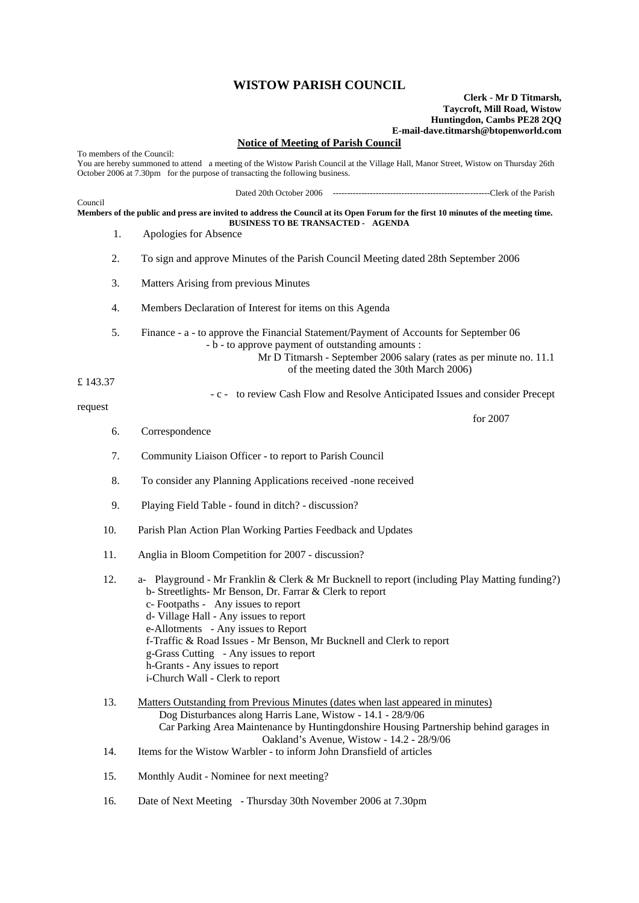# WISTOW PARISH COUNCIL

**Clerk - Mr D Titmarsh,**
**Taycroft, Mill Road, Wistow**
**Huntingdon, Cambs PE28 2QQ**
**E-mail-dave.titmarsh@btopenworld.com**

## Notice of Meeting of Parish Council

To members of the Council:
You are hereby summoned to attend a meeting of the Wistow Parish Council at the Village Hall, Manor Street, Wistow on Thursday 26th October 2006 at 7.30pm for the purpose of transacting the following business.

Dated 20th October 2006 --------------------------------------------------------Clerk of the Parish Council

**Members of the public and press are invited to address the Council at its Open Forum for the first 10 minutes of the meeting time.**

**BUSINESS TO BE TRANSACTED - AGENDA**

1. Apologies for Absence
2. To sign and approve Minutes of the Parish Council Meeting dated 28th September 2006
3. Matters Arising from previous Minutes
4. Members Declaration of Interest for items on this Agenda
5. Finance - a - to approve the Financial Statement/Payment of Accounts for September 06
   - b - to approve payment of outstanding amounts :
     Mr D Titmarsh - September 2006 salary (rates as per minute no. 11.1 of the meeting dated the 30th March 2006) £ 143.37
   - c - to review Cash Flow and Resolve Anticipated Issues and consider Precept request for 2007
6. Correspondence
7. Community Liaison Officer - to report to Parish Council
8. To consider any Planning Applications received -none received
9. Playing Field Table - found in ditch? - discussion?
10. Parish Plan Action Plan Working Parties Feedback and Updates
11. Anglia in Bloom Competition for 2007 - discussion?
12. a- Playground - Mr Franklin & Clerk & Mr Bucknell to report (including Play Matting funding?)
    b- Streetlights- Mr Benson, Dr. Farrar & Clerk to report
    c- Footpaths - Any issues to report
    d- Village Hall - Any issues to report
    e-Allotments - Any issues to Report
    f-Traffic & Road Issues - Mr Benson, Mr Bucknell and Clerk to report
    g-Grass Cutting - Any issues to report
    h-Grants - Any issues to report
    i-Church Wall - Clerk to report
13. Matters Outstanding from Previous Minutes (dates when last appeared in minutes)
    Dog Disturbances along Harris Lane, Wistow - 14.1 - 28/9/06
    Car Parking Area Maintenance by Huntingdonshire Housing Partnership behind garages in Oakland's Avenue, Wistow - 14.2 - 28/9/06
14. Items for the Wistow Warbler - to inform John Dransfield of articles
15. Monthly Audit - Nominee for next meeting?
16. Date of Next Meeting - Thursday 30th November 2006 at 7.30pm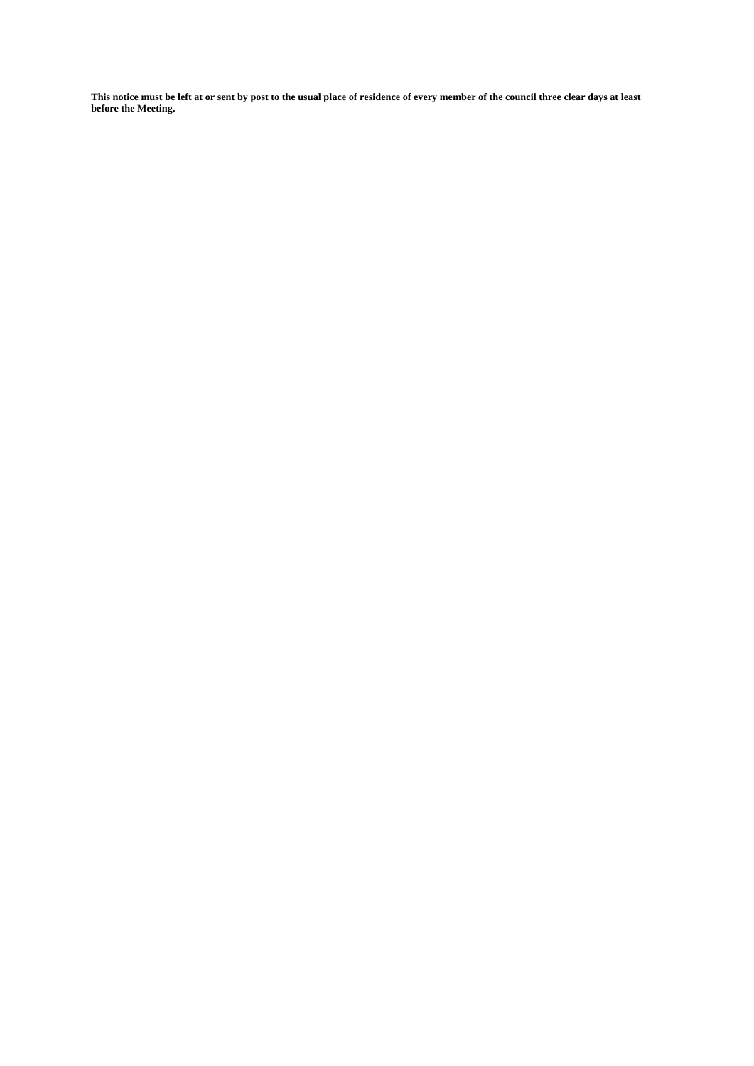**This notice must be left at or sent by post to the usual place of residence of every member of the council three clear days at least before the Meeting.**